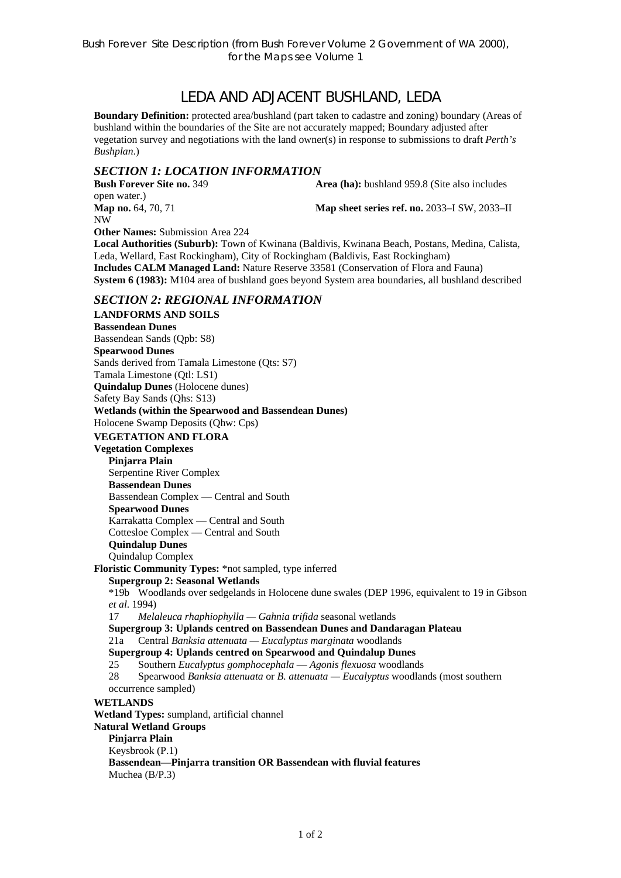Bush Forever Site Description (from Bush Forever Volume 2 Government of WA 2000), for the Maps see Volume 1

# LEDA AND ADJACENT BUSHLAND, LEDA

**Boundary Definition:** protected area/bushland (part taken to cadastre and zoning) boundary (Areas of bushland within the boundaries of the Site are not accurately mapped; Boundary adjusted after vegetation survey and negotiations with the land owner(s) in response to submissions to draft *Perth's Bushplan*.)

## *SECTION 1: LOCATION INFORMATION*

**Bush Forever Site no.** 349 **Area (ha):** bushland 959.8 (Site also includes open water.)
**Map no.** 64, 70, 71 **Map sheet series ref. no.** 2033–I SW, 2033–II NW
**Other Names:** Submission Area 224
**Local Authorities (Suburb):** Town of Kwinana (Baldivis, Kwinana Beach, Postans, Medina, Calista, Leda, Wellard, East Rockingham), City of Rockingham (Baldivis, East Rockingham)
**Includes CALM Managed Land:** Nature Reserve 33581 (Conservation of Flora and Fauna)
**System 6 (1983):** M104 area of bushland goes beyond System area boundaries, all bushland described

## *SECTION 2: REGIONAL INFORMATION*

**LANDFORMS AND SOILS**

**Bassendean Dunes**
Bassendean Sands (Qpb: S8)
**Spearwood Dunes**
Sands derived from Tamala Limestone (Qts: S7)
Tamala Limestone (Qtl: LS1)
**Quindalup Dunes** (Holocene dunes)
Safety Bay Sands (Qhs: S13)
**Wetlands (within the Spearwood and Bassendean Dunes)**
Holocene Swamp Deposits (Qhw: Cps)

**VEGETATION AND FLORA**

**Vegetation Complexes**

**Pinjarra Plain**
Serpentine River Complex
**Bassendean Dunes**
Bassendean Complex — Central and South
**Spearwood Dunes**
Karrakatta Complex — Central and South
Cottesloe Complex — Central and South
**Quindalup Dunes**
Quindalup Complex

**Floristic Community Types:** *not sampled, type inferred

**Supergroup 2: Seasonal Wetlands**
*19b Woodlands over sedgelands in Holocene dune swales (DEP 1996, equivalent to 19 in Gibson *et al.* 1994)
17 *Melaleuca rhaphiophylla — Gahnia trifida* seasonal wetlands
**Supergroup 3: Uplands centred on Bassendean Dunes and Dandaragan Plateau**
21a Central *Banksia attenuata — Eucalyptus marginata* woodlands
**Supergroup 4: Uplands centred on Spearwood and Quindalup Dunes**
25 Southern *Eucalyptus gomphocephala — Agonis flexuosa* woodlands
28 Spearwood *Banksia attenuata* or *B. attenuata — Eucalyptus* woodlands (most southern occurrence sampled)

**WETLANDS**

**Wetland Types:** sumpland, artificial channel
**Natural Wetland Groups**

**Pinjarra Plain**
Keysbrook (P.1)
**Bassendean—Pinjarra transition OR Bassendean with fluvial features**
Muchea (B/P.3)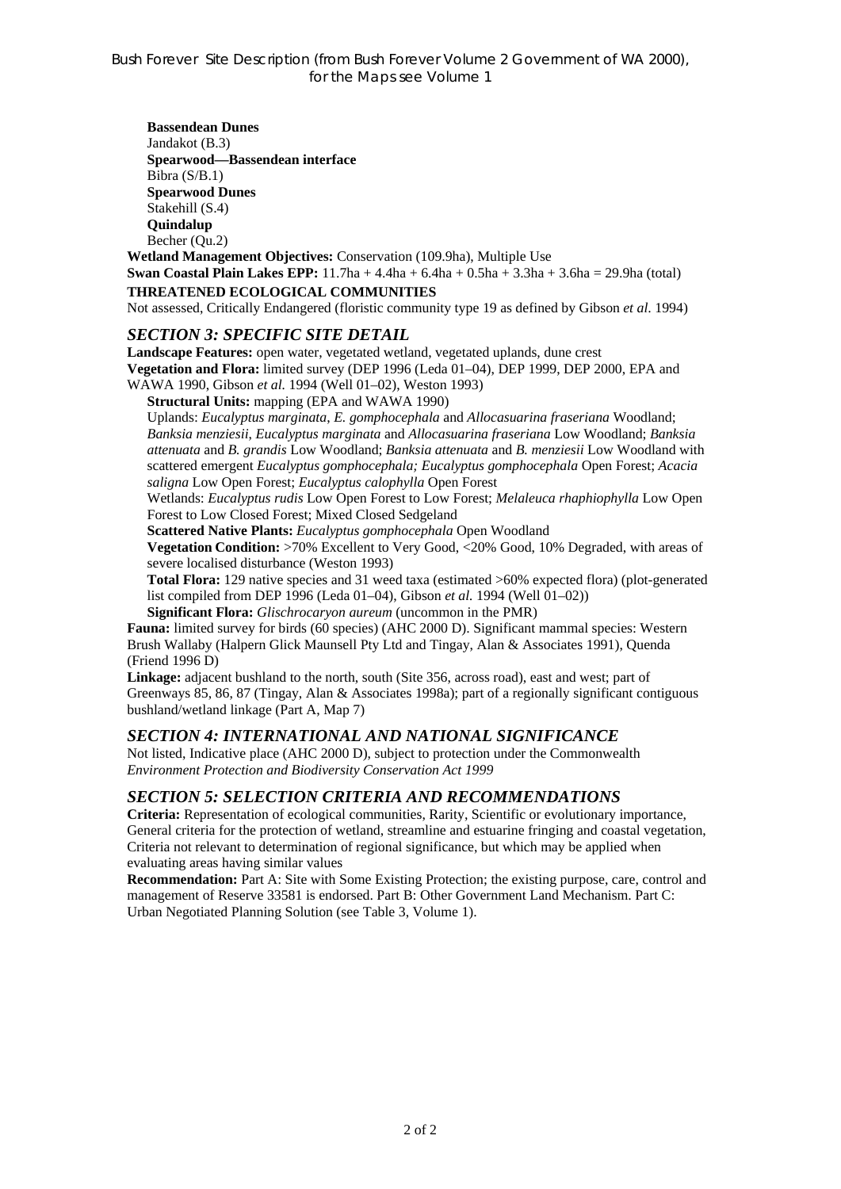**Bassendean Dunes**
Jandakot (B.3)
**Spearwood—Bassendean interface**
Bibra (S/B.1)
**Spearwood Dunes**
Stakehill (S.4)
**Quindalup**
Becher (Qu.2)

**Wetland Management Objectives:** Conservation (109.9ha), Multiple Use

**Swan Coastal Plain Lakes EPP:** 11.7ha + 4.4ha + 6.4ha + 0.5ha + 3.3ha + 3.6ha = 29.9ha (total)

**THREATENED ECOLOGICAL COMMUNITIES**

Not assessed, Critically Endangered (floristic community type 19 as defined by Gibson *et al.* 1994)

## *SECTION 3: SPECIFIC SITE DETAIL*

**Landscape Features:** open water, vegetated wetland, vegetated uplands, dune crest

**Vegetation and Flora:** limited survey (DEP 1996 (Leda 01–04), DEP 1999, DEP 2000, EPA and WAWA 1990, Gibson *et al.* 1994 (Well 01–02), Weston 1993)

**Structural Units:** mapping (EPA and WAWA 1990)

Uplands: *Eucalyptus marginata*, *E. gomphocephala* and *Allocasuarina fraseriana* Woodland; *Banksia menziesii*, *Eucalyptus marginata* and *Allocasuarina fraseriana* Low Woodland; *Banksia attenuata* and *B. grandis* Low Woodland; *Banksia attenuata* and *B. menziesii* Low Woodland with scattered emergent *Eucalyptus gomphocephala; Eucalyptus gomphocephala* Open Forest; *Acacia saligna* Low Open Forest; *Eucalyptus calophylla* Open Forest

Wetlands: *Eucalyptus rudis* Low Open Forest to Low Forest; *Melaleuca rhaphiophylla* Low Open Forest to Low Closed Forest; Mixed Closed Sedgeland

**Scattered Native Plants:** *Eucalyptus gomphocephala* Open Woodland

**Vegetation Condition:** >70% Excellent to Very Good, <20% Good, 10% Degraded, with areas of severe localised disturbance (Weston 1993)

**Total Flora:** 129 native species and 31 weed taxa (estimated >60% expected flora) (plot-generated list compiled from DEP 1996 (Leda 01–04), Gibson *et al.* 1994 (Well 01–02))

**Significant Flora:** *Glischrocaryon aureum* (uncommon in the PMR)

**Fauna:** limited survey for birds (60 species) (AHC 2000 D). Significant mammal species: Western Brush Wallaby (Halpern Glick Maunsell Pty Ltd and Tingay, Alan & Associates 1991), Quenda (Friend 1996 D)

**Linkage:** adjacent bushland to the north, south (Site 356, across road), east and west; part of Greenways 85, 86, 87 (Tingay, Alan & Associates 1998a); part of a regionally significant contiguous bushland/wetland linkage (Part A, Map 7)

## *SECTION 4: INTERNATIONAL AND NATIONAL SIGNIFICANCE*

Not listed, Indicative place (AHC 2000 D), subject to protection under the Commonwealth *Environment Protection and Biodiversity Conservation Act 1999*

## *SECTION 5: SELECTION CRITERIA AND RECOMMENDATIONS*

**Criteria:** Representation of ecological communities, Rarity, Scientific or evolutionary importance, General criteria for the protection of wetland, streamline and estuarine fringing and coastal vegetation, Criteria not relevant to determination of regional significance, but which may be applied when evaluating areas having similar values

**Recommendation:** Part A: Site with Some Existing Protection; the existing purpose, care, control and management of Reserve 33581 is endorsed. Part B: Other Government Land Mechanism. Part C: Urban Negotiated Planning Solution (see Table 3, Volume 1).